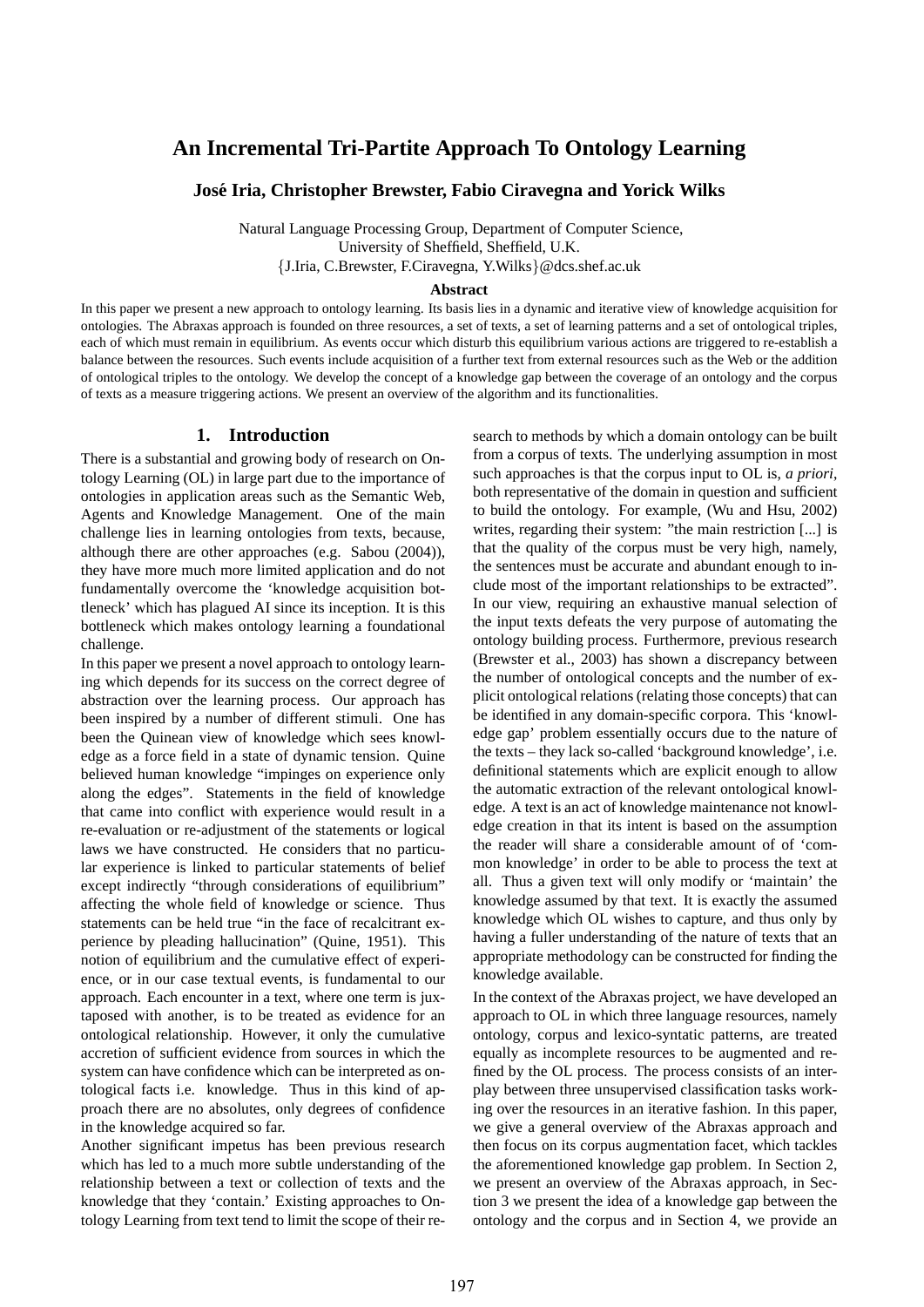# An Incremental Tri-Partite Approach To Ontology Learning

**José Iria, Christopher Brewster, Fabio Ciravegna and Yorick Wilks**

Natural Language Processing Group, Department of Computer Science,
University of Sheffield, Sheffield, U.K.
{J.Iria, C.Brewster, F.Ciravegna, Y.Wilks}@dcs.shef.ac.uk

**Abstract**

In this paper we present a new approach to ontology learning. Its basis lies in a dynamic and iterative view of knowledge acquisition for ontologies. The Abraxas approach is founded on three resources, a set of texts, a set of learning patterns and a set of ontological triples, each of which must remain in equilibrium. As events occur which disturb this equilibrium various actions are triggered to re-establish a balance between the resources. Such events include acquisition of a further text from external resources such as the Web or the addition of ontological triples to the ontology. We develop the concept of a knowledge gap between the coverage of an ontology and the corpus of texts as a measure triggering actions. We present an overview of the algorithm and its functionalities.

## 1. Introduction

There is a substantial and growing body of research on Ontology Learning (OL) in large part due to the importance of ontologies in application areas such as the Semantic Web, Agents and Knowledge Management. One of the main challenge lies in learning ontologies from texts, because, although there are other approaches (e.g. Sabou (2004)), they have more much more limited application and do not fundamentally overcome the 'knowledge acquisition bottleneck' which has plagued AI since its inception. It is this bottleneck which makes ontology learning a foundational challenge.

In this paper we present a novel approach to ontology learning which depends for its success on the correct degree of abstraction over the learning process. Our approach has been inspired by a number of different stimuli. One has been the Quinean view of knowledge which sees knowledge as a force field in a state of dynamic tension. Quine believed human knowledge "impinges on experience only along the edges". Statements in the field of knowledge that came into conflict with experience would result in a re-evaluation or re-adjustment of the statements or logical laws we have constructed. He considers that no particular experience is linked to particular statements of belief except indirectly "through considerations of equilibrium" affecting the whole field of knowledge or science. Thus statements can be held true "in the face of recalcitrant experience by pleading hallucination" (Quine, 1951). This notion of equilibrium and the cumulative effect of experience, or in our case textual events, is fundamental to our approach. Each encounter in a text, where one term is juxtaposed with another, is to be treated as evidence for an ontological relationship. However, it only the cumulative accretion of sufficient evidence from sources in which the system can have confidence which can be interpreted as ontological facts i.e. knowledge. Thus in this kind of approach there are no absolutes, only degrees of confidence in the knowledge acquired so far.

Another significant impetus has been previous research which has led to a much more subtle understanding of the relationship between a text or collection of texts and the knowledge that they 'contain.' Existing approaches to Ontology Learning from text tend to limit the scope of their research to methods by which a domain ontology can be built from a corpus of texts. The underlying assumption in most such approaches is that the corpus input to OL is, *a priori*, both representative of the domain in question and sufficient to build the ontology. For example, (Wu and Hsu, 2002) writes, regarding their system: "the main restriction [...] is that the quality of the corpus must be very high, namely, the sentences must be accurate and abundant enough to include most of the important relationships to be extracted". In our view, requiring an exhaustive manual selection of the input texts defeats the very purpose of automating the ontology building process. Furthermore, previous research (Brewster et al., 2003) has shown a discrepancy between the number of ontological concepts and the number of explicit ontological relations (relating those concepts) that can be identified in any domain-specific corpora. This 'knowledge gap' problem essentially occurs due to the nature of the texts – they lack so-called 'background knowledge', i.e. definitional statements which are explicit enough to allow the automatic extraction of the relevant ontological knowledge. A text is an act of knowledge maintenance not knowledge creation in that its intent is based on the assumption the reader will share a considerable amount of of 'common knowledge' in order to be able to process the text at all. Thus a given text will only modify or 'maintain' the knowledge assumed by that text. It is exactly the assumed knowledge which OL wishes to capture, and thus only by having a fuller understanding of the nature of texts that an appropriate methodology can be constructed for finding the knowledge available.

In the context of the Abraxas project, we have developed an approach to OL in which three language resources, namely ontology, corpus and lexico-syntatic patterns, are treated equally as incomplete resources to be augmented and refined by the OL process. The process consists of an interplay between three unsupervised classification tasks working over the resources in an iterative fashion. In this paper, we give a general overview of the Abraxas approach and then focus on its corpus augmentation facet, which tackles the aforementioned knowledge gap problem. In Section 2, we present an overview of the Abraxas approach, in Section 3 we present the idea of a knowledge gap between the ontology and the corpus and in Section 4, we provide an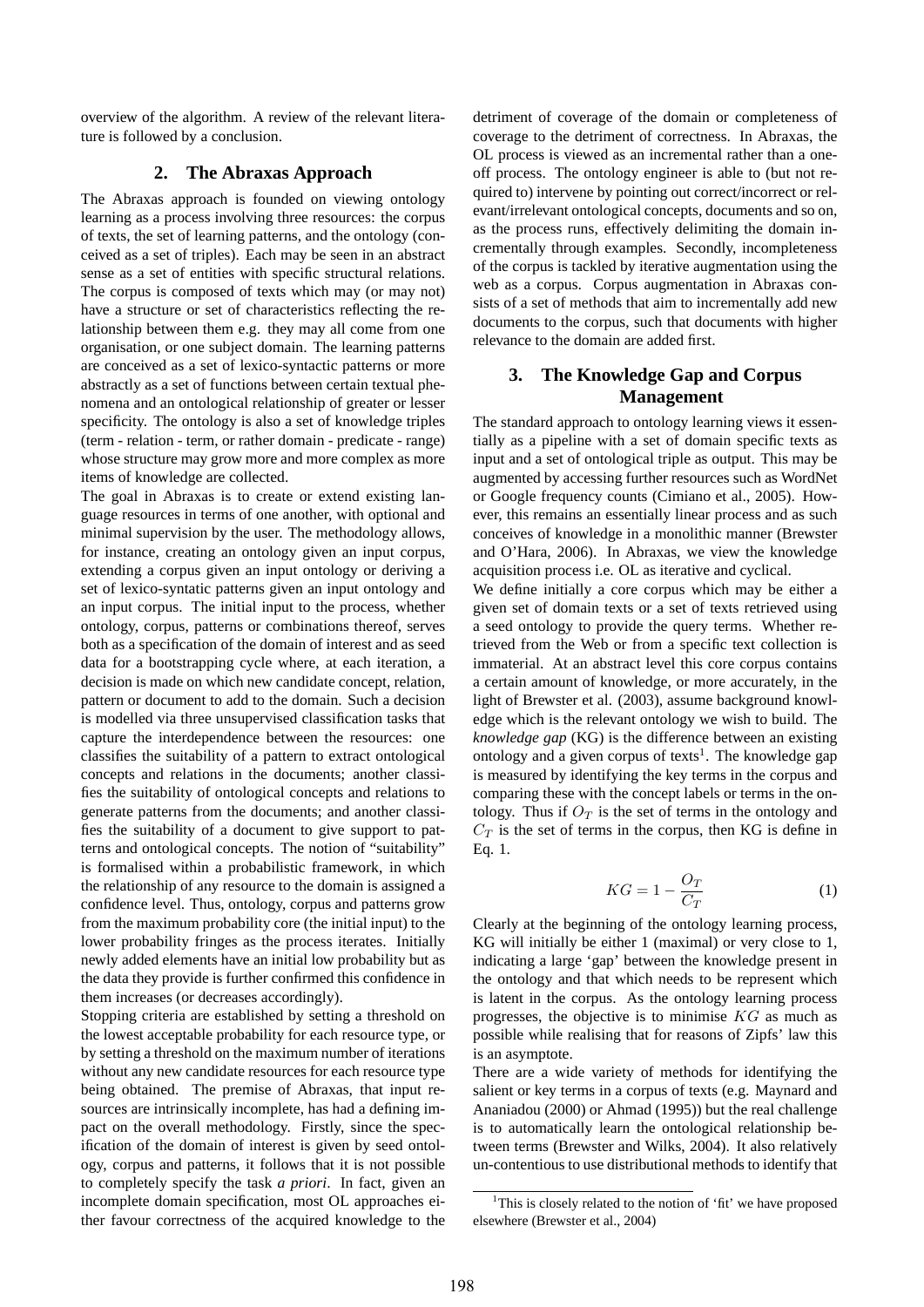overview of the algorithm. A review of the relevant literature is followed by a conclusion.

## 2. The Abraxas Approach

The Abraxas approach is founded on viewing ontology learning as a process involving three resources: the corpus of texts, the set of learning patterns, and the ontology (conceived as a set of triples). Each may be seen in an abstract sense as a set of entities with specific structural relations. The corpus is composed of texts which may (or may not) have a structure or set of characteristics reflecting the relationship between them e.g. they may all come from one organisation, or one subject domain. The learning patterns are conceived as a set of lexico-syntactic patterns or more abstractly as a set of functions between certain textual phenomena and an ontological relationship of greater or lesser specificity. The ontology is also a set of knowledge triples (term - relation - term, or rather domain - predicate - range) whose structure may grow more and more complex as more items of knowledge are collected.

The goal in Abraxas is to create or extend existing language resources in terms of one another, with optional and minimal supervision by the user. The methodology allows, for instance, creating an ontology given an input corpus, extending a corpus given an input ontology or deriving a set of lexico-syntactic patterns given an input ontology and an input corpus. The initial input to the process, whether ontology, corpus, patterns or combinations thereof, serves both as a specification of the domain of interest and as seed data for a bootstrapping cycle where, at each iteration, a decision is made on which new candidate concept, relation, pattern or document to add to the domain. Such a decision is modelled via three unsupervised classification tasks that capture the interdependence between the resources: one classifies the suitability of a pattern to extract ontological concepts and relations in the documents; another classifies the suitability of ontological concepts and relations to generate patterns from the documents; and another classifies the suitability of a document to give support to patterns and ontological concepts. The notion of "suitability" is formalised within a probabilistic framework, in which the relationship of any resource to the domain is assigned a confidence level. Thus, ontology, corpus and patterns grow from the maximum probability core (the initial input) to the lower probability fringes as the process iterates. Initially newly added elements have an initial low probability but as the data they provide is further confirmed this confidence in them increases (or decreases accordingly).

Stopping criteria are established by setting a threshold on the lowest acceptable probability for each resource type, or by setting a threshold on the maximum number of iterations without any new candidate resources for each resource type being obtained. The premise of Abraxas, that input resources are intrinsically incomplete, has had a defining impact on the overall methodology. Firstly, since the specification of the domain of interest is given by seed ontology, corpus and patterns, it follows that it is not possible to completely specify the task *a priori*. In fact, given an incomplete domain specification, most OL approaches either favour correctness of the acquired knowledge to the detriment of coverage of the domain or completeness of coverage to the detriment of correctness. In Abraxas, the OL process is viewed as an incremental rather than a one-off process. The ontology engineer is able to (but not required to) intervene by pointing out correct/incorrect or relevant/irrelevant ontological concepts, documents and so on, as the process runs, effectively delimiting the domain incrementally through examples. Secondly, incompleteness of the corpus is tackled by iterative augmentation using the web as a corpus. Corpus augmentation in Abraxas consists of a set of methods that aim to incrementally add new documents to the corpus, such that documents with higher relevance to the domain are added first.

## 3. The Knowledge Gap and Corpus Management

The standard approach to ontology learning views it essentially as a pipeline with a set of domain specific texts as input and a set of ontological triple as output. This may be augmented by accessing further resources such as WordNet or Google frequency counts (Cimiano et al., 2005). However, this remains an essentially linear process and as such conceives of knowledge in a monolithic manner (Brewster and O'Hara, 2006). In Abraxas, we view the knowledge acquisition process i.e. OL as iterative and cyclical.

We define initially a core corpus which may be either a given set of domain texts or a set of texts retrieved using a seed ontology to provide the query terms. Whether retrieved from the Web or from a specific text collection is immaterial. At an abstract level this core corpus contains a certain amount of knowledge, or more accurately, in the light of Brewster et al. (2003), assume background knowledge which is the relevant ontology we wish to build. The *knowledge gap* (KG) is the difference between an existing ontology and a given corpus of texts[1]. The knowledge gap is measured by identifying the key terms in the corpus and comparing these with the concept labels or terms in the ontology. Thus if $O_T$ is the set of terms in the ontology and $C_T$ is the set of terms in the corpus, then KG is define in Eq. 1.

$$KG = 1 - \frac{O_T}{C_T} \qquad (1)$$

Clearly at the beginning of the ontology learning process, KG will initially be either 1 (maximal) or very close to 1, indicating a large 'gap' between the knowledge present in the ontology and that which needs to be represent which is latent in the corpus. As the ontology learning process progresses, the objective is to minimise $KG$ as much as possible while realising that for reasons of Zipfs' law this is an asymptote.

There are a wide variety of methods for identifying the salient or key terms in a corpus of texts (e.g. Maynard and Ananiadou (2000) or Ahmad (1995)) but the real challenge is to automatically learn the ontological relationship between terms (Brewster and Wilks, 2004). It also relatively un-contentious to use distributional methods to identify that

[1] This is closely related to the notion of 'fit' we have proposed elsewhere (Brewster et al., 2004)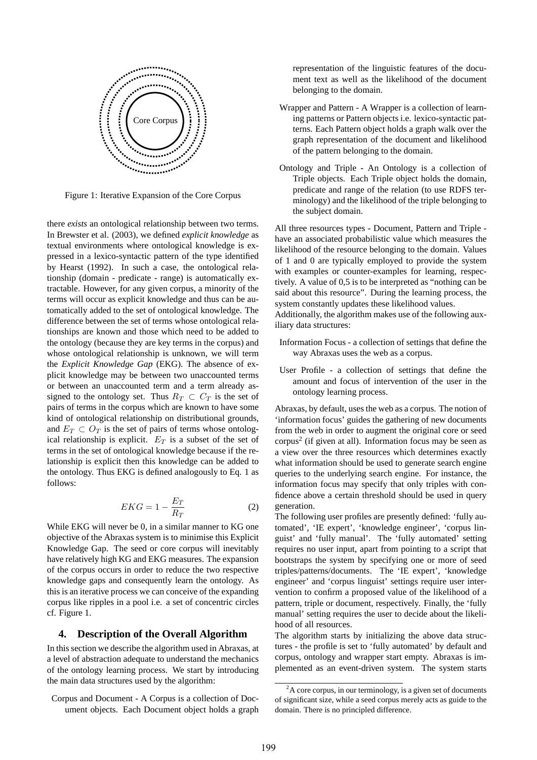Core Corpus

Figure 1: Iterative Expansion of the Core Corpus

there *exists* an ontological relationship between two terms. In Brewster et al. (2003), we defined *explicit knowledge* as textual environments where ontological knowledge is expressed in a lexico-syntactic pattern of the type identified by Hearst (1992). In such a case, the ontological relationship (domain - predicate - range) is automatically extractable. However, for any given corpus, a minority of the terms will occur as explicit knowledge and thus can be automatically added to the set of ontological knowledge. The difference between the set of terms whose ontological relationships are known and those which need to be added to the ontology (because they are key terms in the corpus) and whose ontological relationship is unknown, we will term the *Explicit Knowledge Gap* (EKG). The absence of explicit knowledge may be between two unaccounted terms or between an unaccounted term and a term already assigned to the ontology set. Thus $R_T \subset C_T$ is the set of pairs of terms in the corpus which are known to have some kind of ontological relationship on distributional grounds, and $E_T \subset O_T$ is the set of pairs of terms whose ontological relationship is explicit. $E_T$ is a subset of the set of terms in the set of ontological knowledge because if the relationship is explicit then this knowledge can be added to the ontology. Thus EKG is defined analogously to Eq. 1 as follows:

$$EKG = 1 - \frac{E_T}{R_T} \tag{2}$$

While EKG will never be 0, in a similar manner to KG one objective of the Abraxas system is to minimise this Explicit Knowledge Gap. The seed or core corpus will inevitably have relatively high KG and EKG measures. The expansion of the corpus occurs in order to reduce the two respective knowledge gaps and consequently learn the ontology. As this is an iterative process we can conceive of the expanding corpus like ripples in a pool i.e. a set of concentric circles cf. Figure 1.

## 4. Description of the Overall Algorithm

In this section we describe the algorithm used in Abraxas, at a level of abstraction adequate to understand the mechanics of the ontology learning process. We start by introducing the main data structures used by the algorithm:

Corpus and Document - A Corpus is a collection of Document objects. Each Document object holds a graph representation of the linguistic features of the document text as well as the likelihood of the document belonging to the domain.

Wrapper and Pattern - A Wrapper is a collection of learning patterns or Pattern objects i.e. lexico-syntactic patterns. Each Pattern object holds a graph walk over the graph representation of the document and likelihood of the pattern belonging to the domain.

Ontology and Triple - An Ontology is a collection of Triple objects. Each Triple object holds the domain, predicate and range of the relation (to use RDFS terminology) and the likelihood of the triple belonging to the subject domain.

All three resources types - Document, Pattern and Triple - have an associated probabilistic value which measures the likelihood of the resource belonging to the domain. Values of 1 and 0 are typically employed to provide the system with examples or counter-examples for learning, respectively. A value of 0,5 is to be interpreted as "nothing can be said about this resource". During the learning process, the system constantly updates these likelihood values.

Additionally, the algorithm makes use of the following auxiliary data structures:

Information Focus - a collection of settings that define the way Abraxas uses the web as a corpus.

User Profile - a collection of settings that define the amount and focus of intervention of the user in the ontology learning process.

Abraxas, by default, uses the web as a corpus. The notion of 'information focus' guides the gathering of new documents from the web in order to augment the original core or seed corpus[2] (if given at all). Information focus may be seen as a view over the three resources which determines exactly what information should be used to generate search engine queries to the underlying search engine. For instance, the information focus may specify that only triples with confidence above a certain threshold should be used in query generation.

The following user profiles are presently defined: 'fully automated', 'IE expert', 'knowledge engineer', 'corpus linguist' and 'fully manual'. The 'fully automated' setting requires no user input, apart from pointing to a script that bootstraps the system by specifying one or more of seed triples/patterns/documents. The 'IE expert', 'knowledge engineer' and 'corpus linguist' settings require user intervention to confirm a proposed value of the likelihood of a pattern, triple or document, respectively. Finally, the 'fully manual' setting requires the user to decide about the likelihood of all resources.

The algorithm starts by initializing the above data structures - the profile is set to 'fully automated' by default and corpus, ontology and wrapper start empty. Abraxas is implemented as an event-driven system. The system starts

[2]A core corpus, in our terminology, is a given set of documents of significant size, while a seed corpus merely acts as guide to the domain. There is no principled difference.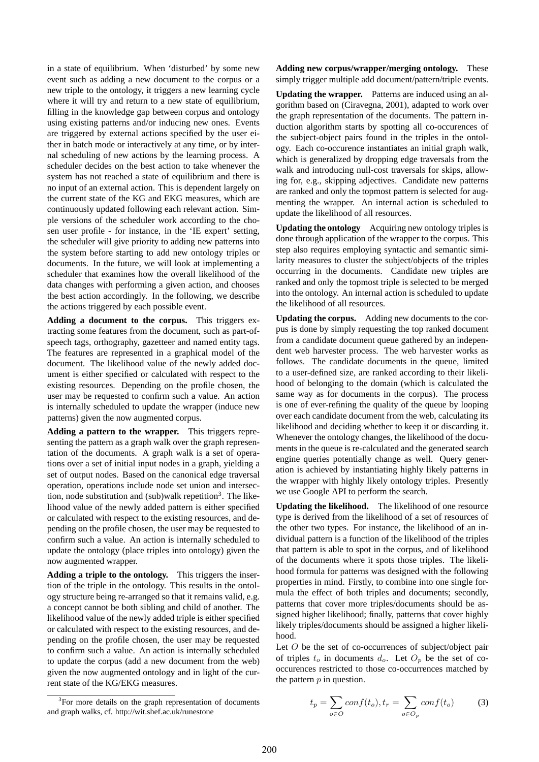in a state of equilibrium. When 'disturbed' by some new event such as adding a new document to the corpus or a new triple to the ontology, it triggers a new learning cycle where it will try and return to a new state of equilibrium, filling in the knowledge gap between corpus and ontology using existing patterns and/or inducing new ones. Events are triggered by external actions specified by the user either in batch mode or interactively at any time, or by internal scheduling of new actions by the learning process. A scheduler decides on the best action to take whenever the system has not reached a state of equilibrium and there is no input of an external action. This is dependent largely on the current state of the KG and EKG measures, which are continuously updated following each relevant action. Simple versions of the scheduler work according to the chosen user profile - for instance, in the 'IE expert' setting, the scheduler will give priority to adding new patterns into the system before starting to add new ontology triples or documents. In the future, we will look at implementing a scheduler that examines how the overall likelihood of the data changes with performing a given action, and chooses the best action accordingly. In the following, we describe the actions triggered by each possible event.

**Adding a document to the corpus.** This triggers extracting some features from the document, such as part-of-speech tags, orthography, gazetteer and named entity tags. The features are represented in a graphical model of the document. The likelihood value of the newly added document is either specified or calculated with respect to the existing resources. Depending on the profile chosen, the user may be requested to confirm such a value. An action is internally scheduled to update the wrapper (induce new patterns) given the now augmented corpus.

**Adding a pattern to the wrapper.** This triggers representing the pattern as a graph walk over the graph representation of the documents. A graph walk is a set of operations over a set of initial input nodes in a graph, yielding a set of output nodes. Based on the canonical edge traversal operation, operations include node set union and intersection, node substitution and (sub)walk repetition[3]. The likelihood value of the newly added pattern is either specified or calculated with respect to the existing resources, and depending on the profile chosen, the user may be requested to confirm such a value. An action is internally scheduled to update the ontology (place triples into ontology) given the now augmented wrapper.

**Adding a triple to the ontology.** This triggers the insertion of the triple in the ontology. This results in the ontology structure being re-arranged so that it remains valid, e.g. a concept cannot be both sibling and child of another. The likelihood value of the newly added triple is either specified or calculated with respect to the existing resources, and depending on the profile chosen, the user may be requested to confirm such a value. An action is internally scheduled to update the corpus (add a new document from the web) given the now augmented ontology and in light of the current state of the KG/EKG measures.

[3]For more details on the graph representation of documents and graph walks, cf. http://wit.shef.ac.uk/runestone

**Adding new corpus/wrapper/merging ontology.** These simply trigger multiple add document/pattern/triple events.

**Updating the wrapper.** Patterns are induced using an algorithm based on (Ciravegna, 2001), adapted to work over the graph representation of the documents. The pattern induction algorithm starts by spotting all co-occurences of the subject-object pairs found in the triples in the ontology. Each co-occurence instantiates an initial graph walk, which is generalized by dropping edge traversals from the walk and introducing null-cost traversals for skips, allowing for, e.g., skipping adjectives. Candidate new patterns are ranked and only the topmost pattern is selected for augmenting the wrapper. An internal action is scheduled to update the likelihood of all resources.

**Updating the ontology** Acquiring new ontology triples is done through application of the wrapper to the corpus. This step also requires employing syntactic and semantic similarity measures to cluster the subject/objects of the triples occurring in the documents. Candidate new triples are ranked and only the topmost triple is selected to be merged into the ontology. An internal action is scheduled to update the likelihood of all resources.

**Updating the corpus.** Adding new documents to the corpus is done by simply requesting the top ranked document from a candidate document queue gathered by an independent web harvester process. The web harvester works as follows. The candidate documents in the queue, limited to a user-defined size, are ranked according to their likelihood of belonging to the domain (which is calculated the same way as for documents in the corpus). The process is one of ever-refining the quality of the queue by looping over each candidate document from the web, calculating its likelihood and deciding whether to keep it or discarding it. Whenever the ontology changes, the likelihood of the documents in the queue is re-calculated and the generated search engine queries potentially change as well. Query generation is achieved by instantiating highly likely patterns in the wrapper with highly likely ontology triples. Presently we use Google API to perform the search.

**Updating the likelihood.** The likelihood of one resource type is derived from the likelihood of a set of resources of the other two types. For instance, the likelihood of an individual pattern is a function of the likelihood of the triples that pattern is able to spot in the corpus, and of likelihood of the documents where it spots those triples. The likelihood formula for patterns was designed with the following properties in mind. Firstly, to combine into one single formula the effect of both triples and documents; secondly, patterns that cover more triples/documents should be assigned higher likelihood; finally, patterns that cover highly likely triples/documents should be assigned a higher likelihood.

Let $O$ be the set of co-occurrences of subject/object pair of triples $t_o$ in documents $d_o$. Let $O_p$ be the set of co-occurences restricted to those co-occurrences matched by the pattern $p$ in question.

$$t_p = \sum_{o \in O} conf(t_o), t_r = \sum_{o \in O_p} conf(t_o) \qquad (3)$$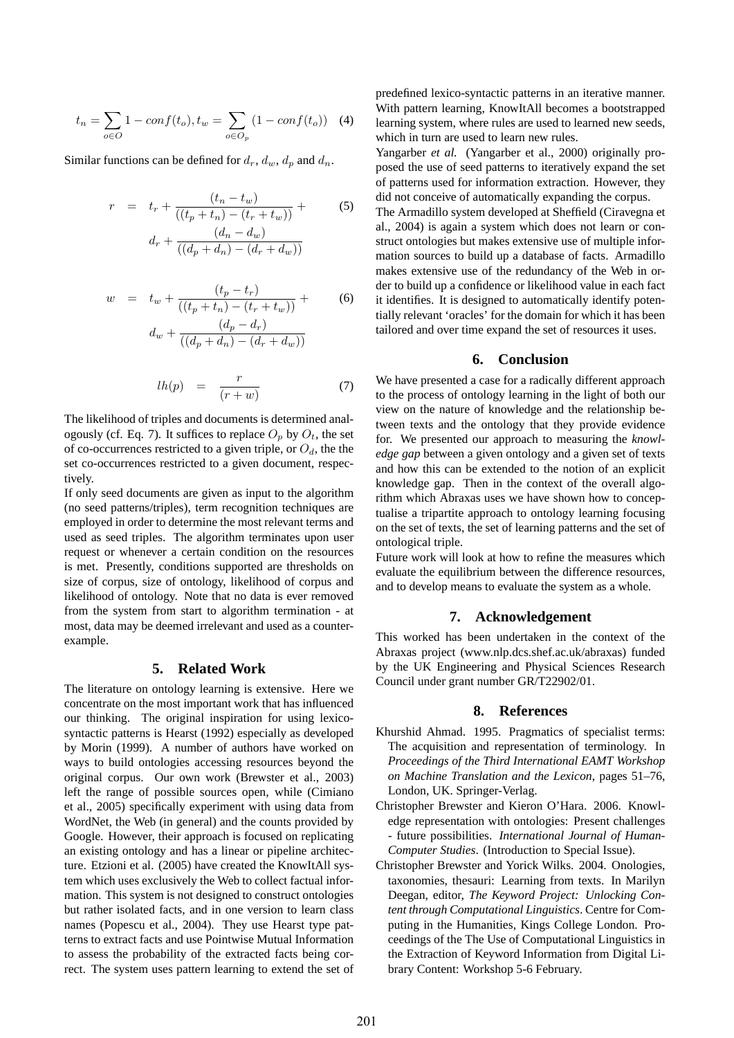$$t_n = \sum_{o \in O} 1 - conf(t_o), t_w = \sum_{o \in O_p} (1 - conf(t_o)) \quad (4)$$

Similar functions can be defined for $d_r$, $d_w$, $d_p$ and $d_n$.

$$r = t_r + \frac{(t_n - t_w)}{((t_p + t_n) - (t_r + t_w))} + d_r + \frac{(d_n - d_w)}{((d_p + d_n) - (d_r + d_w))} \quad (5)$$

$$w = t_w + \frac{(t_p - t_r)}{((t_p + t_n) - (t_r + t_w))} + d_w + \frac{(d_p - d_r)}{((d_p + d_n) - (d_r + d_w))} \quad (6)$$

$$lh(p) = \frac{r}{(r + w)} \quad (7)$$

The likelihood of triples and documents is determined analogously (cf. Eq. 7). It suffices to replace $O_p$ by $O_t$, the set of co-occurrences restricted to a given triple, or $O_d$, the the set co-occurrences restricted to a given document, respectively.

If only seed documents are given as input to the algorithm (no seed patterns/triples), term recognition techniques are employed in order to determine the most relevant terms and used as seed triples. The algorithm terminates upon user request or whenever a certain condition on the resources is met. Presently, conditions supported are thresholds on size of corpus, size of ontology, likelihood of corpus and likelihood of ontology. Note that no data is ever removed from the system from start to algorithm termination - at most, data may be deemed irrelevant and used as a counter-example.

## 5. Related Work

The literature on ontology learning is extensive. Here we concentrate on the most important work that has influenced our thinking. The original inspiration for using lexico-syntactic patterns is Hearst (1992) especially as developed by Morin (1999). A number of authors have worked on ways to build ontologies accessing resources beyond the original corpus. Our own work (Brewster et al., 2003) left the range of possible sources open, while (Cimiano et al., 2005) specifically experiment with using data from WordNet, the Web (in general) and the counts provided by Google. However, their approach is focused on replicating an existing ontology and has a linear or pipeline architecture. Etzioni et al. (2005) have created the KnowItAll system which uses exclusively the Web to collect factual information. This system is not designed to construct ontologies but rather isolated facts, and in one version to learn class names (Popescu et al., 2004). They use Hearst type patterns to extract facts and use Pointwise Mutual Information to assess the probability of the extracted facts being correct. The system uses pattern learning to extend the set of predefined lexico-syntactic patterns in an iterative manner. With pattern learning, KnowItAll becomes a bootstrapped learning system, where rules are used to learned new seeds, which in turn are used to learn new rules.

Yangarber *et al.* (Yangarber et al., 2000) originally proposed the use of seed patterns to iteratively expand the set of patterns used for information extraction. However, they did not conceive of automatically expanding the corpus.

The Armadillo system developed at Sheffield (Ciravegna et al., 2004) is again a system which does not learn or construct ontologies but makes extensive use of multiple information sources to build up a database of facts. Armadillo makes extensive use of the redundancy of the Web in order to build up a confidence or likelihood value in each fact it identifies. It is designed to automatically identify potentially relevant 'oracles' for the domain for which it has been tailored and over time expand the set of resources it uses.

## 6. Conclusion

We have presented a case for a radically different approach to the process of ontology learning in the light of both our view on the nature of knowledge and the relationship between texts and the ontology that they provide evidence for. We presented our approach to measuring the *knowledge gap* between a given ontology and a given set of texts and how this can be extended to the notion of an explicit knowledge gap. Then in the context of the overall algorithm which Abraxas uses we have shown how to conceptualise a tripartite approach to ontology learning focusing on the set of texts, the set of learning patterns and the set of ontological triple.

Future work will look at how to refine the measures which evaluate the equilibrium between the difference resources, and to develop means to evaluate the system as a whole.

## 7. Acknowledgement

This worked has been undertaken in the context of the Abraxas project (www.nlp.dcs.shef.ac.uk/abraxas) funded by the UK Engineering and Physical Sciences Research Council under grant number GR/T22902/01.

## 8. References

Khurshid Ahmad. 1995. Pragmatics of specialist terms: The acquisition and representation of terminology. In *Proceedings of the Third International EAMT Workshop on Machine Translation and the Lexicon*, pages 51–76, London, UK. Springer-Verlag.

Christopher Brewster and Kieron O'Hara. 2006. Knowledge representation with ontologies: Present challenges - future possibilities. *International Journal of Human-Computer Studies*. (Introduction to Special Issue).

Christopher Brewster and Yorick Wilks. 2004. Onologies, taxonomies, thesauri: Learning from texts. In Marilyn Deegan, editor, *The Keyword Project: Unlocking Content through Computational Linguistics*. Centre for Computing in the Humanities, Kings College London. Proceedings of the The Use of Computational Linguistics in the Extraction of Keyword Information from Digital Library Content: Workshop 5-6 February.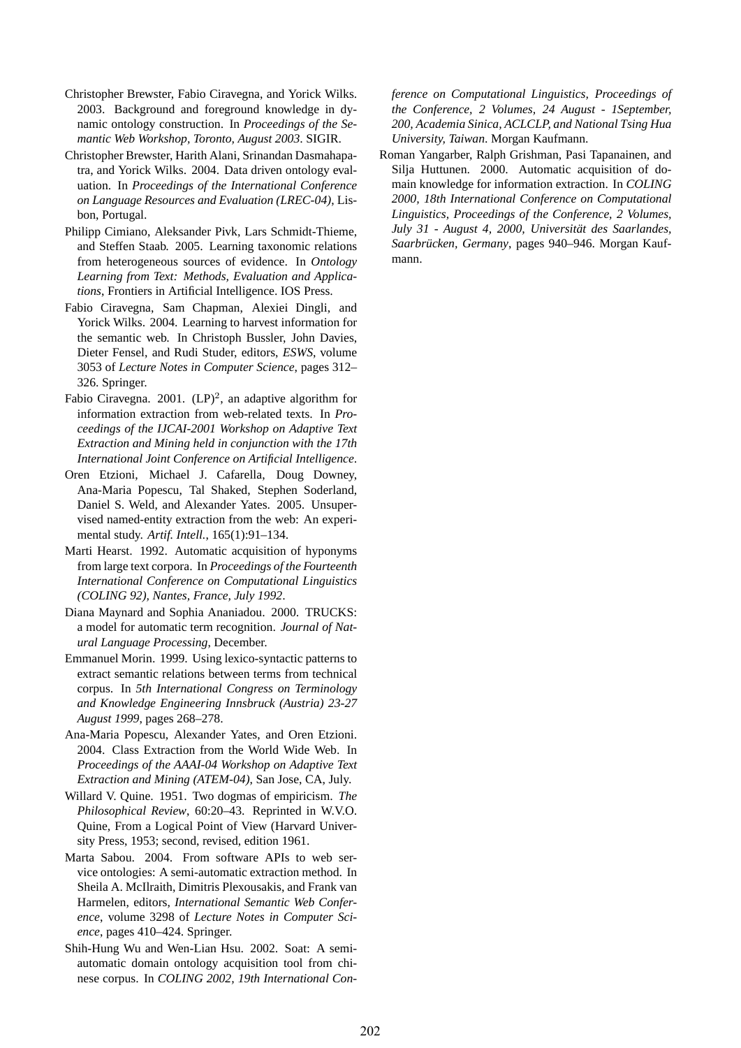Christopher Brewster, Fabio Ciravegna, and Yorick Wilks. 2003. Background and foreground knowledge in dynamic ontology construction. In *Proceedings of the Semantic Web Workshop, Toronto, August 2003*. SIGIR.

Christopher Brewster, Harith Alani, Srinandan Dasmahapatra, and Yorick Wilks. 2004. Data driven ontology evaluation. In *Proceedings of the International Conference on Language Resources and Evaluation (LREC-04)*, Lisbon, Portugal.

Philipp Cimiano, Aleksander Pivk, Lars Schmidt-Thieme, and Steffen Staab. 2005. Learning taxonomic relations from heterogeneous sources of evidence. In *Ontology Learning from Text: Methods, Evaluation and Applications*, Frontiers in Artificial Intelligence. IOS Press.

Fabio Ciravegna, Sam Chapman, Alexiei Dingli, and Yorick Wilks. 2004. Learning to harvest information for the semantic web. In Christoph Bussler, John Davies, Dieter Fensel, and Rudi Studer, editors, *ESWS*, volume 3053 of *Lecture Notes in Computer Science*, pages 312–326. Springer.

Fabio Ciravegna. 2001. $(LP)^2$, an adaptive algorithm for information extraction from web-related texts. In *Proceedings of the IJCAI-2001 Workshop on Adaptive Text Extraction and Mining held in conjunction with the 17th International Joint Conference on Artificial Intelligence*.

Oren Etzioni, Michael J. Cafarella, Doug Downey, Ana-Maria Popescu, Tal Shaked, Stephen Soderland, Daniel S. Weld, and Alexander Yates. 2005. Unsupervised named-entity extraction from the web: An experimental study. *Artif. Intell.*, 165(1):91–134.

Marti Hearst. 1992. Automatic acquisition of hyponyms from large text corpora. In *Proceedings of the Fourteenth International Conference on Computational Linguistics (COLING 92), Nantes, France, July 1992*.

Diana Maynard and Sophia Ananiadou. 2000. TRUCKS: a model for automatic term recognition. *Journal of Natural Language Processing*, December.

Emmanuel Morin. 1999. Using lexico-syntactic patterns to extract semantic relations between terms from technical corpus. In *5th International Congress on Terminology and Knowledge Engineering Innsbruck (Austria) 23-27 August 1999*, pages 268–278.

Ana-Maria Popescu, Alexander Yates, and Oren Etzioni. 2004. Class Extraction from the World Wide Web. In *Proceedings of the AAAI-04 Workshop on Adaptive Text Extraction and Mining (ATEM-04)*, San Jose, CA, July.

Willard V. Quine. 1951. Two dogmas of empiricism. *The Philosophical Review*, 60:20–43. Reprinted in W.V.O. Quine, From a Logical Point of View (Harvard University Press, 1953; second, revised, edition 1961.

Marta Sabou. 2004. From software APIs to web service ontologies: A semi-automatic extraction method. In Sheila A. McIlraith, Dimitris Plexousakis, and Frank van Harmelen, editors, *International Semantic Web Conference*, volume 3298 of *Lecture Notes in Computer Science*, pages 410–424. Springer.

Shih-Hung Wu and Wen-Lian Hsu. 2002. Soat: A semi-automatic domain ontology acquisition tool from chinese corpus. In *COLING 2002, 19th International Conference on Computational Linguistics, Proceedings of the Conference, 2 Volumes, 24 August - 1September, 200, Academia Sinica, ACLCLP, and National Tsing Hua University, Taiwan*. Morgan Kaufmann.

Roman Yangarber, Ralph Grishman, Pasi Tapanainen, and Silja Huttunen. 2000. Automatic acquisition of domain knowledge for information extraction. In *COLING 2000, 18th International Conference on Computational Linguistics, Proceedings of the Conference, 2 Volumes, July 31 - August 4, 2000, Universität des Saarlandes, Saarbrücken, Germany*, pages 940–946. Morgan Kaufmann.